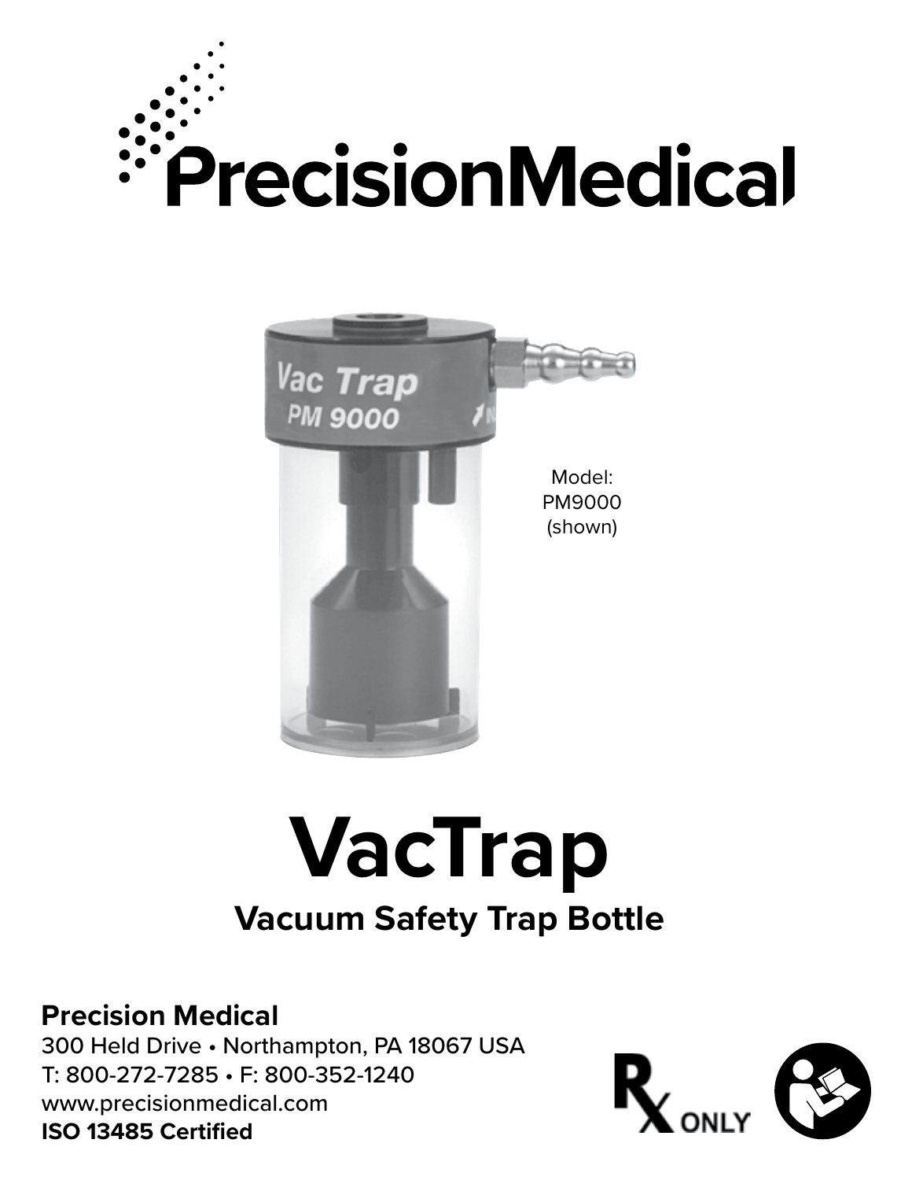PrecisionMedical

Model:
PM9000
(shown)

# VacTrap

## Vacuum Safety Trap Bottle

**Precision Medical**
300 Held Drive • Northampton, PA 18067 USA
T: 800-272-7285 • F: 800-352-1240
www.precisionmedical.com
**ISO 13485 Certified**

Rx ONLY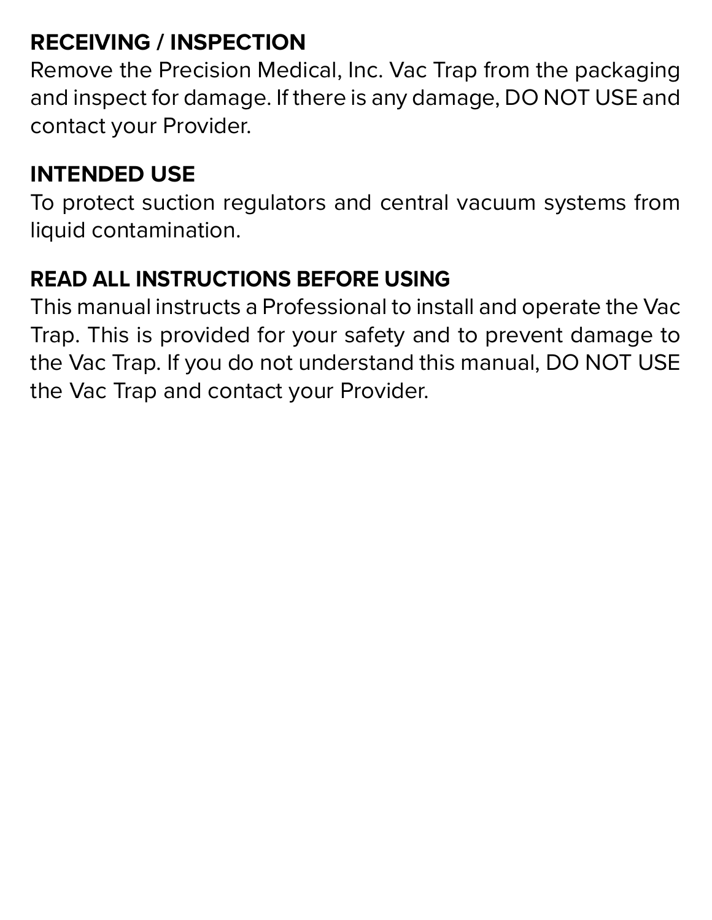## RECEIVING / INSPECTION

Remove the Precision Medical, Inc. Vac Trap from the packaging and inspect for damage. If there is any damage, DO NOT USE and contact your Provider.

## INTENDED USE

To protect suction regulators and central vacuum systems from liquid contamination.

## READ ALL INSTRUCTIONS BEFORE USING

This manual instructs a Professional to install and operate the Vac Trap. This is provided for your safety and to prevent damage to the Vac Trap. If you do not understand this manual, DO NOT USE the Vac Trap and contact your Provider.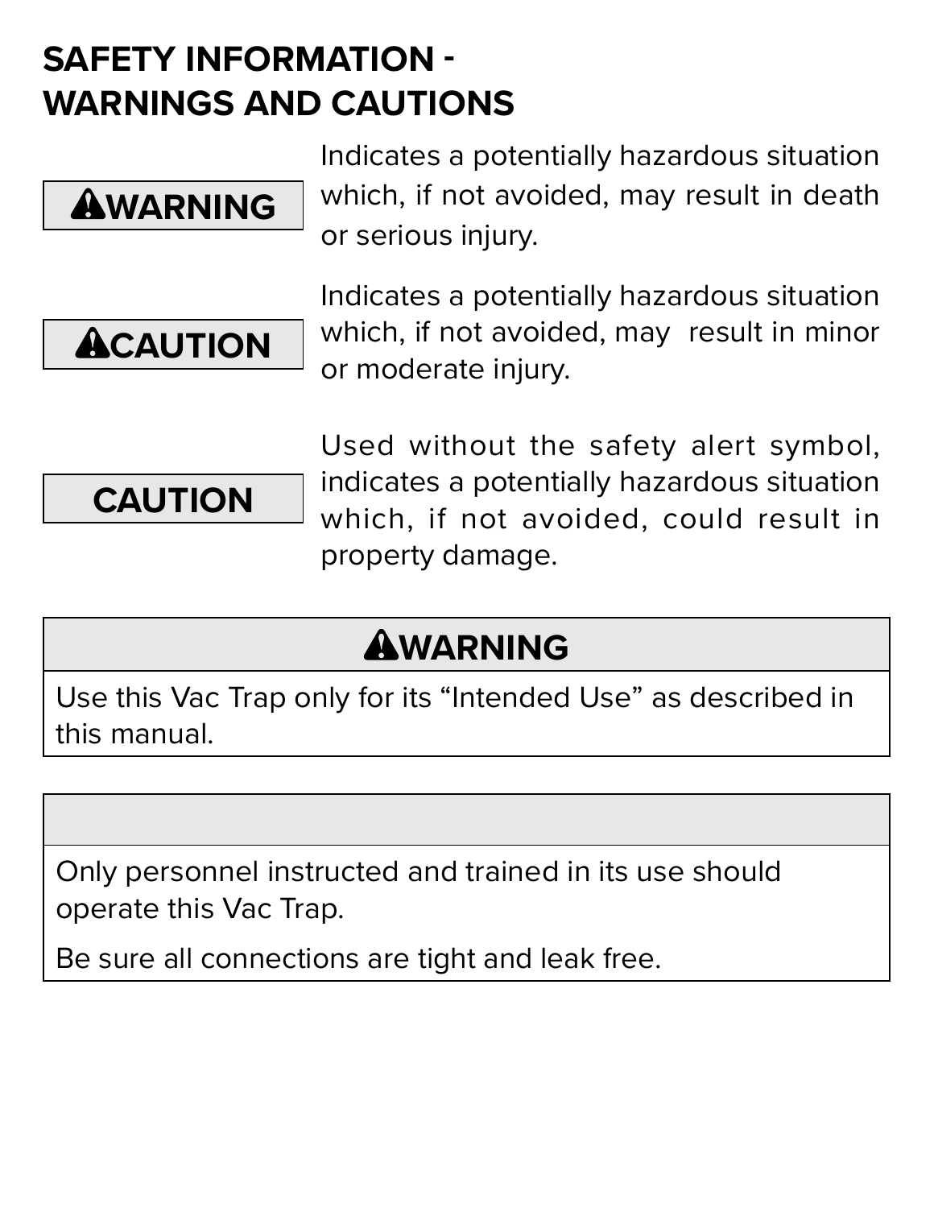## SAFETY INFORMATION - WARNINGS AND CAUTIONS

| | |
|---|---|
| **⚠WARNING** | Indicates a potentially hazardous situation which, if not avoided, may result in death or serious injury. |
| **⚠CAUTION** | Indicates a potentially hazardous situation which, if not avoided, may result in minor or moderate injury. |
| **CAUTION** | Used without the safety alert symbol, indicates a potentially hazardous situation which, if not avoided, could result in property damage. |

| **⚠WARNING** |
|---|
| Use this Vac Trap only for its “Intended Use” as described in this manual. |

| |
|---|
| Only personnel instructed and trained in its use should operate this Vac Trap.<br><br>Be sure all connections are tight and leak free. |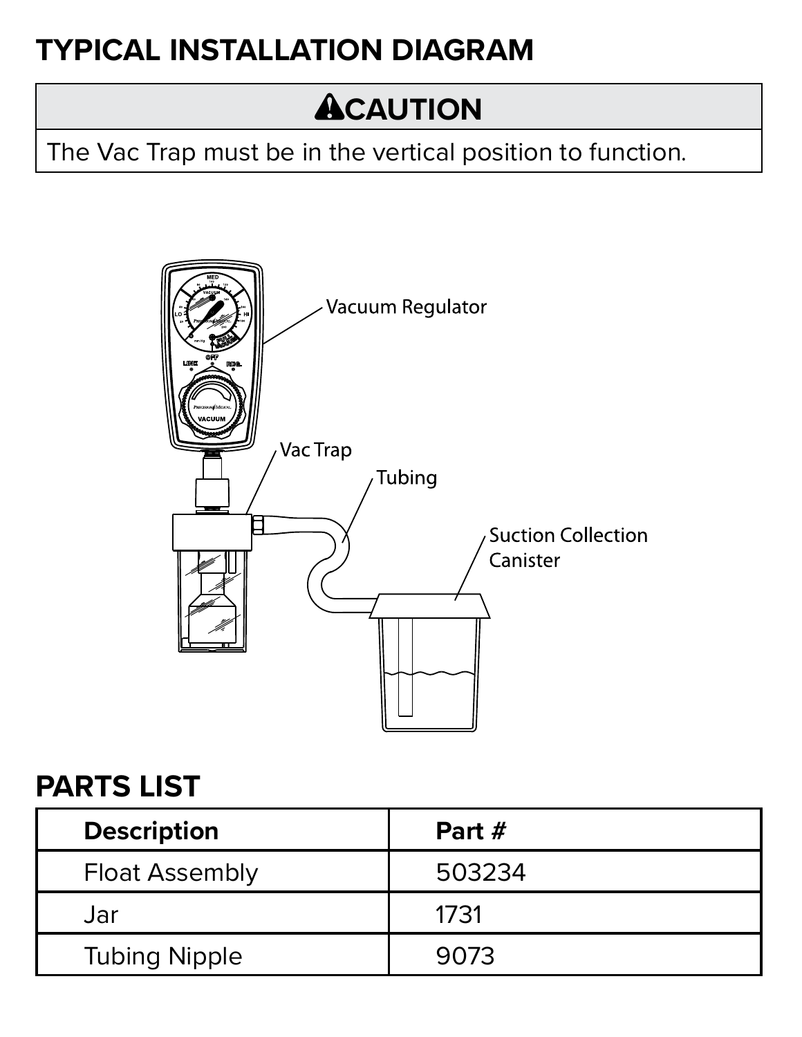## TYPICAL INSTALLATION DIAGRAM

| ⚠CAUTION |
| --- |
| The Vac Trap must be in the vertical position to function. |

Vacuum Regulator

Vac Trap

Tubing

Suction Collection Canister

## PARTS LIST

| Description | Part # |
| --- | --- |
| Float Assembly | 503234 |
| Jar | 1731 |
| Tubing Nipple | 9073 |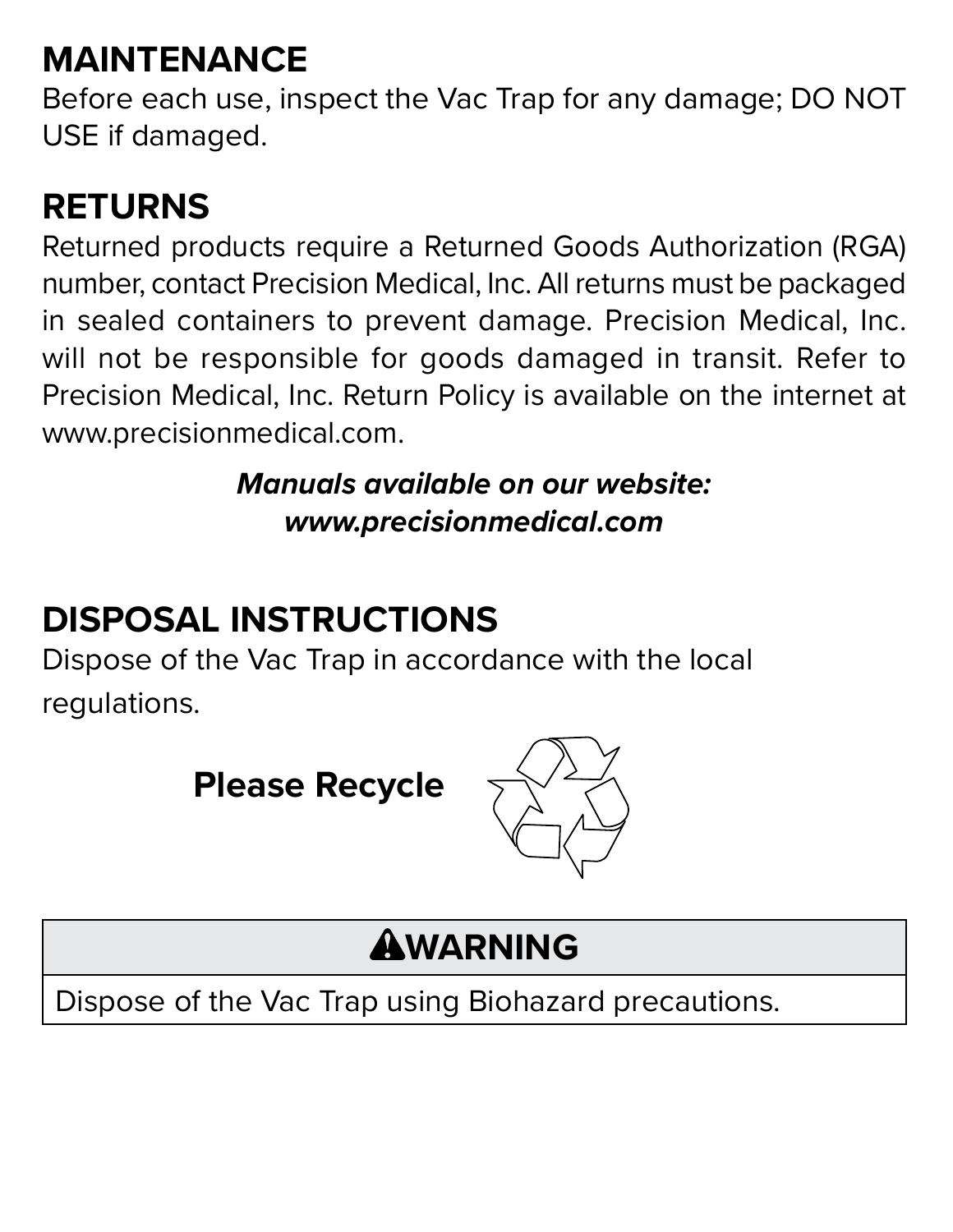## MAINTENANCE

Before each use, inspect the Vac Trap for any damage; DO NOT USE if damaged.

## RETURNS

Returned products require a Returned Goods Authorization (RGA) number, contact Precision Medical, Inc. All returns must be packaged in sealed containers to prevent damage. Precision Medical, Inc. will not be responsible for goods damaged in transit. Refer to Precision Medical, Inc. Return Policy is available on the internet at www.precisionmedical.com.

***Manuals available on our website: www.precisionmedical.com***

## DISPOSAL INSTRUCTIONS

Dispose of the Vac Trap in accordance with the local regulations.

**Please Recycle**

| ⚠WARNING |
| --- |
| Dispose of the Vac Trap using Biohazard precautions. |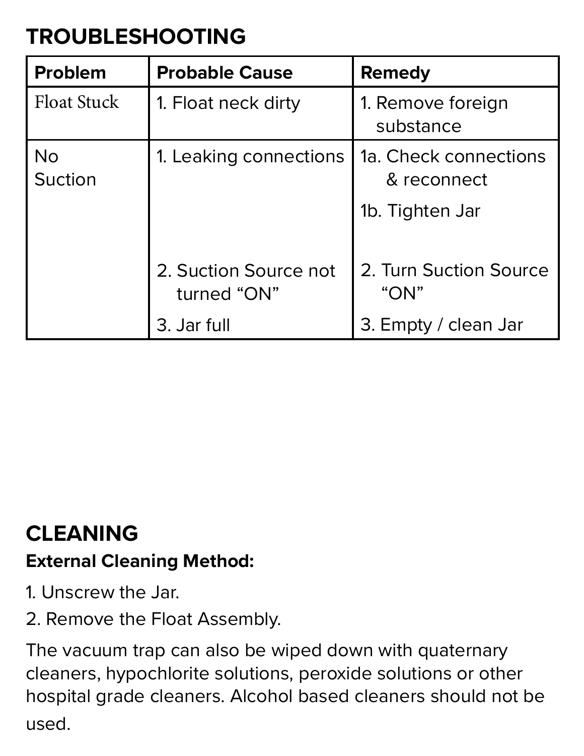## TROUBLESHOOTING

| Problem | Probable Cause | Remedy |
|---|---|---|
| Float Stuck | 1. Float neck dirty | 1. Remove foreign substance |
| No Suction | 1. Leaking connections | 1a. Check connections & reconnect<br>1b. Tighten Jar |
| | 2. Suction Source not turned "ON" | 2. Turn Suction Source "ON" |
| | 3. Jar full | 3. Empty / clean Jar |

## CLEANING

**External Cleaning Method:**

1. Unscrew the Jar.
2. Remove the Float Assembly.

The vacuum trap can also be wiped down with quaternary cleaners, hypochlorite solutions, peroxide solutions or other hospital grade cleaners. Alcohol based cleaners should not be used.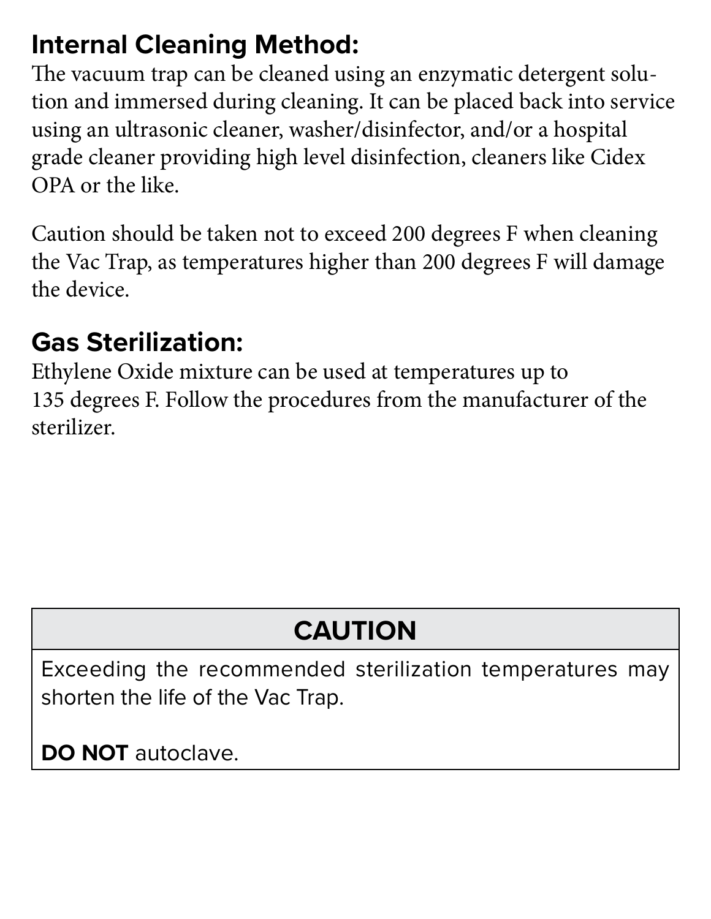## Internal Cleaning Method:

The vacuum trap can be cleaned using an enzymatic detergent solution and immersed during cleaning. It can be placed back into service using an ultrasonic cleaner, washer/disinfector, and/or a hospital grade cleaner providing high level disinfection, cleaners like Cidex OPA or the like.

Caution should be taken not to exceed 200 degrees F when cleaning the Vac Trap, as temperatures higher than 200 degrees F will damage the device.

## Gas Sterilization:

Ethylene Oxide mixture can be used at temperatures up to 135 degrees F. Follow the procedures from the manufacturer of the sterilizer.

| CAUTION |
| --- |
| Exceeding the recommended sterilization temperatures may shorten the life of the Vac Trap.<br><br>**DO NOT** autoclave. |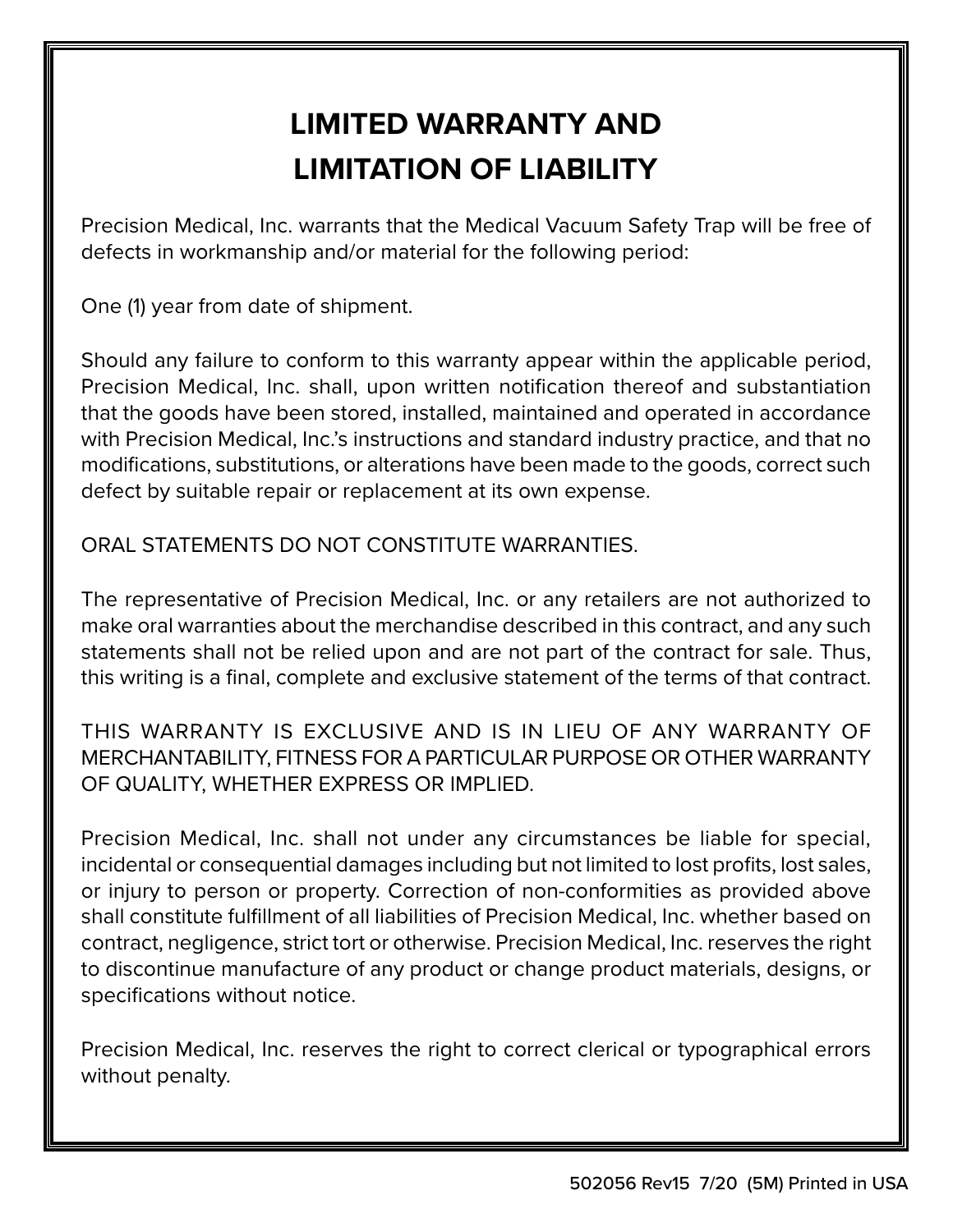# LIMITED WARRANTY AND LIMITATION OF LIABILITY

Precision Medical, Inc. warrants that the Medical Vacuum Safety Trap will be free of defects in workmanship and/or material for the following period:

One (1) year from date of shipment.

Should any failure to conform to this warranty appear within the applicable period, Precision Medical, Inc. shall, upon written notification thereof and substantiation that the goods have been stored, installed, maintained and operated in accordance with Precision Medical, Inc.'s instructions and standard industry practice, and that no modifications, substitutions, or alterations have been made to the goods, correct such defect by suitable repair or replacement at its own expense.

ORAL STATEMENTS DO NOT CONSTITUTE WARRANTIES.

The representative of Precision Medical, Inc. or any retailers are not authorized to make oral warranties about the merchandise described in this contract, and any such statements shall not be relied upon and are not part of the contract for sale. Thus, this writing is a final, complete and exclusive statement of the terms of that contract.

THIS WARRANTY IS EXCLUSIVE AND IS IN LIEU OF ANY WARRANTY OF MERCHANTABILITY, FITNESS FOR A PARTICULAR PURPOSE OR OTHER WARRANTY OF QUALITY, WHETHER EXPRESS OR IMPLIED.

Precision Medical, Inc. shall not under any circumstances be liable for special, incidental or consequential damages including but not limited to lost profits, lost sales, or injury to person or property. Correction of non-conformities as provided above shall constitute fulfillment of all liabilities of Precision Medical, Inc. whether based on contract, negligence, strict tort or otherwise. Precision Medical, Inc. reserves the right to discontinue manufacture of any product or change product materials, designs, or specifications without notice.

Precision Medical, Inc. reserves the right to correct clerical or typographical errors without penalty.

502056 Rev15 7/20 (5M) Printed in USA